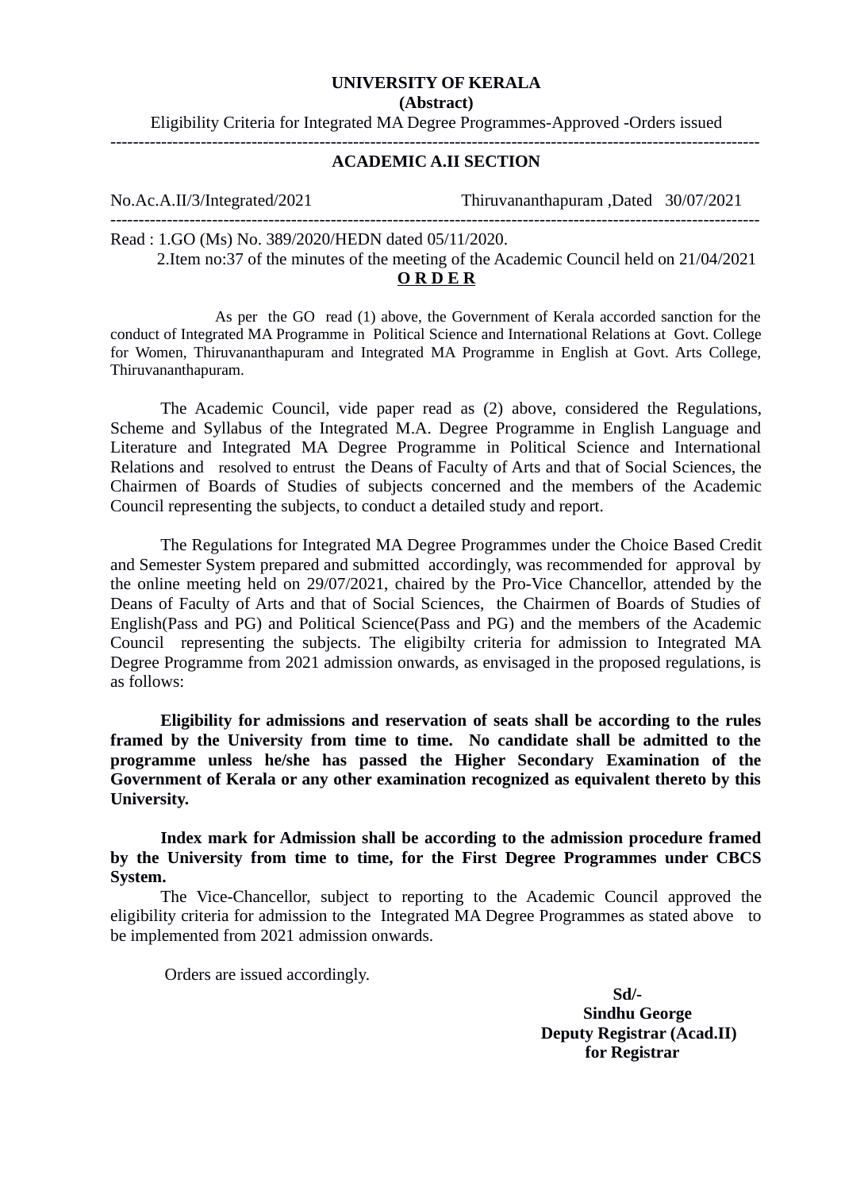**UNIVERSITY OF KERALA**

**(Abstract)**

Eligibility Criteria for Integrated MA Degree Programmes-Approved -Orders issued

---

**ACADEMIC A.II SECTION**

No.Ac.A.II/3/Integrated/2021 Thiruvananthapuram ,Dated 30/07/2021

---

Read : 1.GO (Ms) No. 389/2020/HEDN dated 05/11/2020.

2.Item no:37 of the minutes of the meeting of the Academic Council held on 21/04/2021

**O R D E R**

As per the GO read (1) above, the Government of Kerala accorded sanction for the conduct of Integrated MA Programme in Political Science and International Relations at Govt. College for Women, Thiruvananthapuram and Integrated MA Programme in English at Govt. Arts College, Thiruvananthapuram.

The Academic Council, vide paper read as (2) above, considered the Regulations, Scheme and Syllabus of the Integrated M.A. Degree Programme in English Language and Literature and Integrated MA Degree Programme in Political Science and International Relations and resolved to entrust the Deans of Faculty of Arts and that of Social Sciences, the Chairmen of Boards of Studies of subjects concerned and the members of the Academic Council representing the subjects, to conduct a detailed study and report.

The Regulations for Integrated MA Degree Programmes under the Choice Based Credit and Semester System prepared and submitted accordingly, was recommended for approval by the online meeting held on 29/07/2021, chaired by the Pro-Vice Chancellor, attended by the Deans of Faculty of Arts and that of Social Sciences, the Chairmen of Boards of Studies of English(Pass and PG) and Political Science(Pass and PG) and the members of the Academic Council representing the subjects. The eligibilty criteria for admission to Integrated MA Degree Programme from 2021 admission onwards, as envisaged in the proposed regulations, is as follows:

**Eligibility for admissions and reservation of seats shall be according to the rules framed by the University from time to time. No candidate shall be admitted to the programme unless he/she has passed the Higher Secondary Examination of the Government of Kerala or any other examination recognized as equivalent thereto by this University.**

**Index mark for Admission shall be according to the admission procedure framed by the University from time to time, for the First Degree Programmes under CBCS System.**

The Vice-Chancellor, subject to reporting to the Academic Council approved the eligibility criteria for admission to the Integrated MA Degree Programmes as stated above to be implemented from 2021 admission onwards.

Orders are issued accordingly.

**Sd/-**

**Sindhu George**

**Deputy Registrar (Acad.II)**

**for Registrar**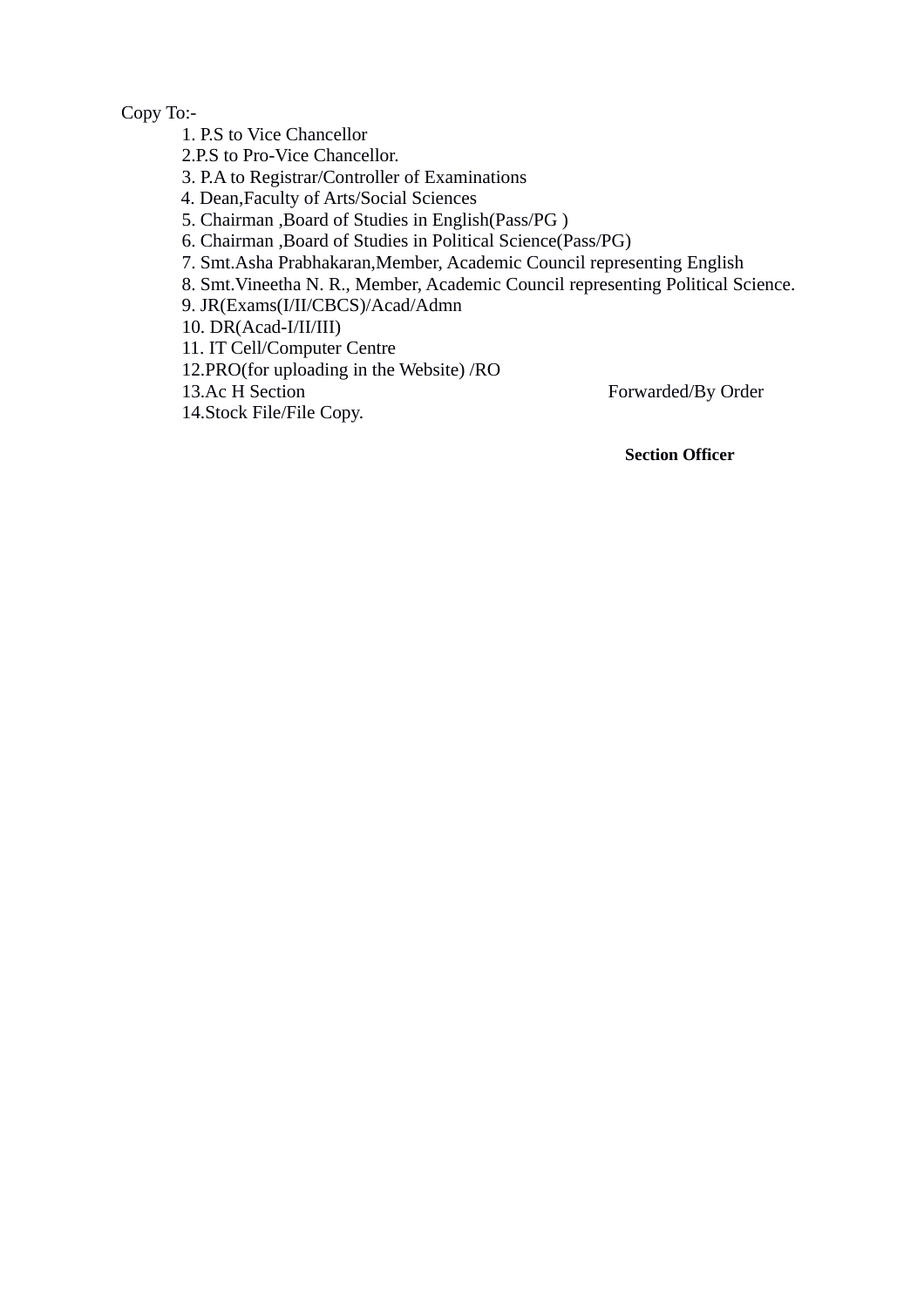Copy To:-

1. P.S to Vice Chancellor
2.P.S to Pro-Vice Chancellor.
3. P.A to Registrar/Controller of Examinations
4. Dean,Faculty of Arts/Social Sciences
5. Chairman ,Board of Studies in English(Pass/PG )
6. Chairman ,Board of Studies in Political Science(Pass/PG)
7. Smt.Asha Prabhakaran,Member, Academic Council representing English
8. Smt.Vineetha N. R., Member, Academic Council representing Political Science.
9. JR(Exams(I/II/CBCS)/Acad/Admn
10. DR(Acad-I/II/III)
11. IT Cell/Computer Centre
12.PRO(for uploading in the Website) /RO
13.Ac H Section
14.Stock File/File Copy.

Forwarded/By Order

**Section Officer**